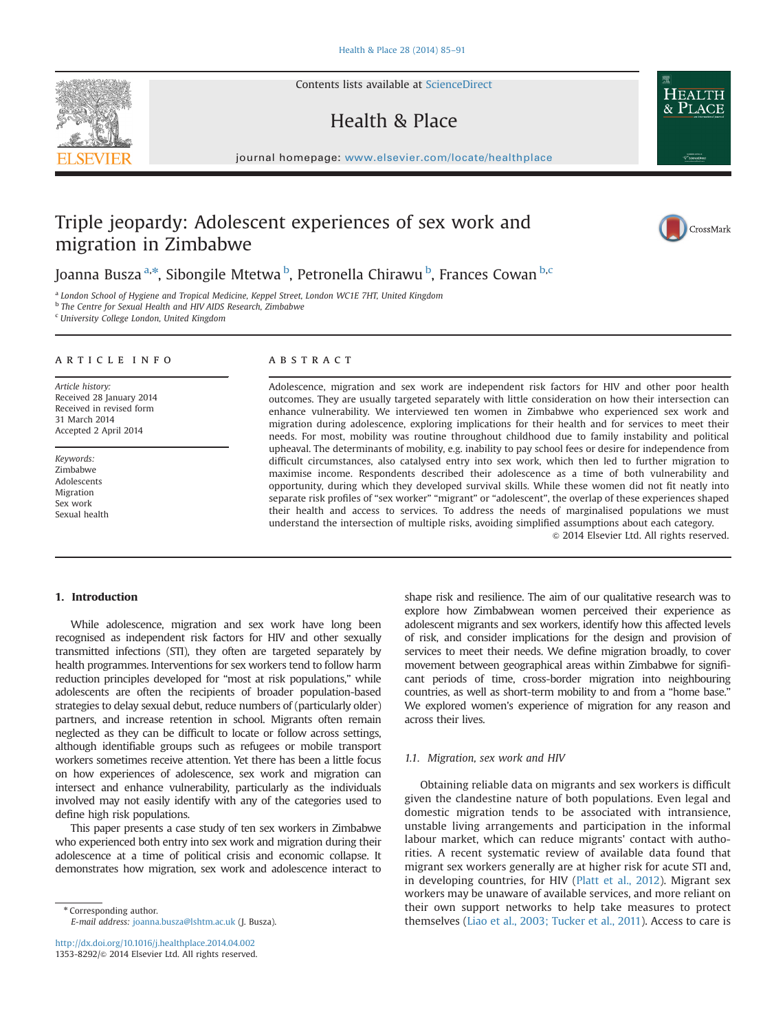# Triple jeopardy: Adolescent experiences of sex work and migration in Zimbabwe

Joanna Busza [a,*], Sibongile Mtetwa [b], Petronella Chirawu [b], Frances Cowan [b,c]

[a] London School of Hygiene and Tropical Medicine, Keppel Street, London WC1E 7HT, United Kingdom
[b] The Centre for Sexual Health and HIV AIDS Research, Zimbabwe
[c] University College London, United Kingdom

## ARTICLE INFO

*Article history:*
Received 28 January 2014
Received in revised form
31 March 2014
Accepted 2 April 2014

*Keywords:*
Zimbabwe
Adolescents
Migration
Sex work
Sexual health

## ABSTRACT

Adolescence, migration and sex work are independent risk factors for HIV and other poor health outcomes. They are usually targeted separately with little consideration on how their intersection can enhance vulnerability. We interviewed ten women in Zimbabwe who experienced sex work and migration during adolescence, exploring implications for their health and for services to meet their needs. For most, mobility was routine throughout childhood due to family instability and political upheaval. The determinants of mobility, e.g. inability to pay school fees or desire for independence from difficult circumstances, also catalysed entry into sex work, which then led to further migration to maximise income. Respondents described their adolescence as a time of both vulnerability and opportunity, during which they developed survival skills. While these women did not fit neatly into separate risk profiles of "sex worker" "migrant" or "adolescent", the overlap of these experiences shaped their health and access to services. To address the needs of marginalised populations we must understand the intersection of multiple risks, avoiding simplified assumptions about each category.

© 2014 Elsevier Ltd. All rights reserved.

## 1. Introduction

While adolescence, migration and sex work have long been recognised as independent risk factors for HIV and other sexually transmitted infections (STI), they often are targeted separately by health programmes. Interventions for sex workers tend to follow harm reduction principles developed for "most at risk populations," while adolescents are often the recipients of broader population-based strategies to delay sexual debut, reduce numbers of (particularly older) partners, and increase retention in school. Migrants often remain neglected as they can be difficult to locate or follow across settings, although identifiable groups such as refugees or mobile transport workers sometimes receive attention. Yet there has been a little focus on how experiences of adolescence, sex work and migration can intersect and enhance vulnerability, particularly as the individuals involved may not easily identify with any of the categories used to define high risk populations.

This paper presents a case study of ten sex workers in Zimbabwe who experienced both entry into sex work and migration during their adolescence at a time of political crisis and economic collapse. It demonstrates how migration, sex work and adolescence interact to shape risk and resilience. The aim of our qualitative research was to explore how Zimbabwean women perceived their experience as adolescent migrants and sex workers, identify how this affected levels of risk, and consider implications for the design and provision of services to meet their needs. We define migration broadly, to cover movement between geographical areas within Zimbabwe for significant periods of time, cross-border migration into neighbouring countries, as well as short-term mobility to and from a "home base." We explored women's experience of migration for any reason and across their lives.

### 1.1. Migration, sex work and HIV

Obtaining reliable data on migrants and sex workers is difficult given the clandestine nature of both populations. Even legal and domestic migration tends to be associated with intransience, unstable living arrangements and participation in the informal labour market, which can reduce migrants' contact with authorities. A recent systematic review of available data found that migrant sex workers generally are at higher risk for acute STI and, in developing countries, for HIV (Platt et al., 2012). Migrant sex workers may be unaware of available services, and more reliant on their own support networks to help take measures to protect themselves (Liao et al., 2003; Tucker et al., 2011). Access to care is

* Corresponding author.
E-mail address: joanna.busza@lshtm.ac.uk (J. Busza).

http://dx.doi.org/10.1016/j.healthplace.2014.04.002
1353-8292/© 2014 Elsevier Ltd. All rights reserved.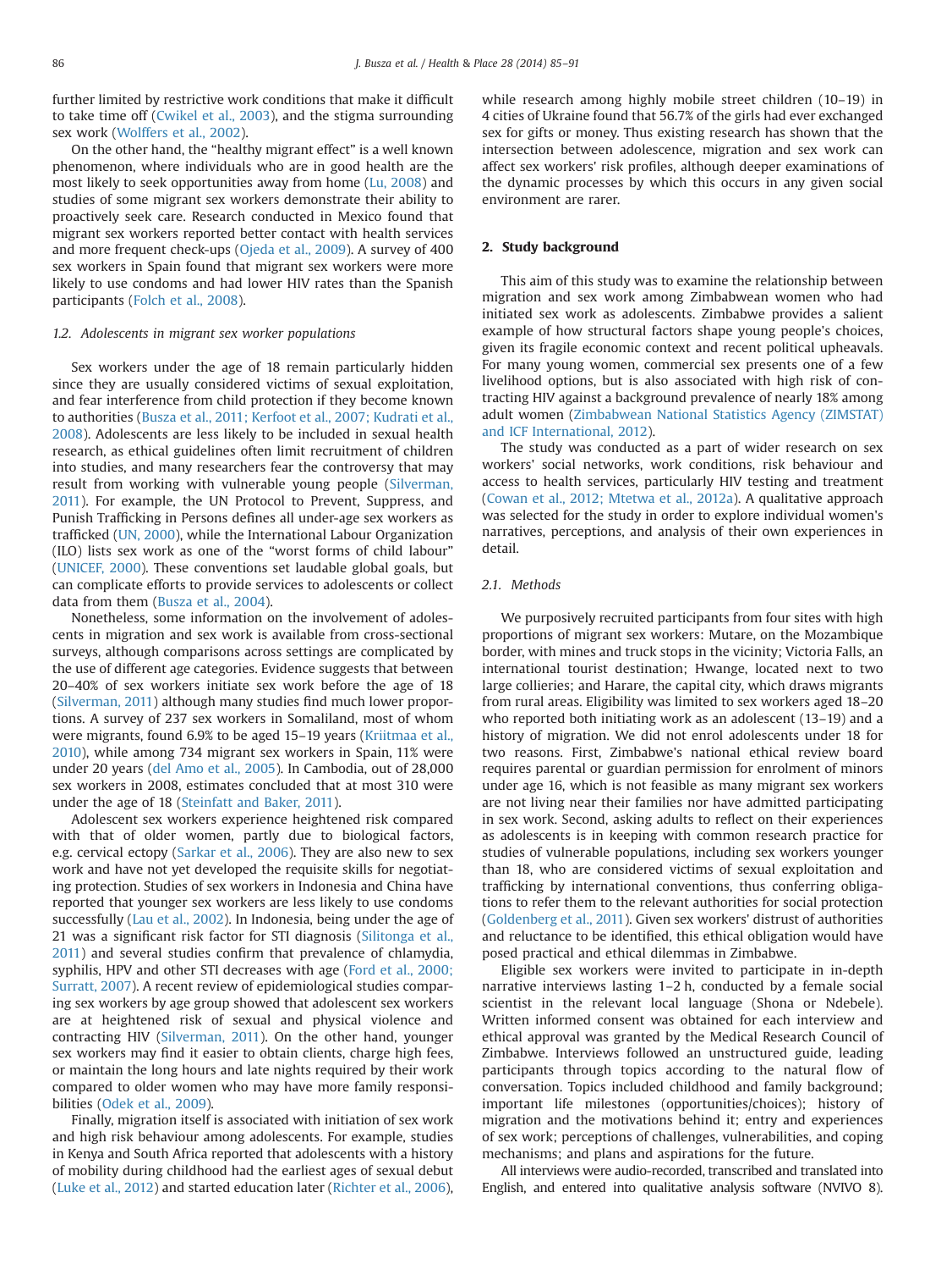further limited by restrictive work conditions that make it difficult to take time off (Cwikel et al., 2003), and the stigma surrounding sex work (Wolffers et al., 2002).

On the other hand, the "healthy migrant effect" is a well known phenomenon, where individuals who are in good health are the most likely to seek opportunities away from home (Lu, 2008) and studies of some migrant sex workers demonstrate their ability to proactively seek care. Research conducted in Mexico found that migrant sex workers reported better contact with health services and more frequent check-ups (Ojeda et al., 2009). A survey of 400 sex workers in Spain found that migrant sex workers were more likely to use condoms and had lower HIV rates than the Spanish participants (Folch et al., 2008).

### 1.2. Adolescents in migrant sex worker populations

Sex workers under the age of 18 remain particularly hidden since they are usually considered victims of sexual exploitation, and fear interference from child protection if they become known to authorities (Busza et al., 2011; Kerfoot et al., 2007; Kudrati et al., 2008). Adolescents are less likely to be included in sexual health research, as ethical guidelines often limit recruitment of children into studies, and many researchers fear the controversy that may result from working with vulnerable young people (Silverman, 2011). For example, the UN Protocol to Prevent, Suppress, and Punish Trafficking in Persons defines all under-age sex workers as trafficked (UN, 2000), while the International Labour Organization (ILO) lists sex work as one of the "worst forms of child labour" (UNICEF, 2000). These conventions set laudable global goals, but can complicate efforts to provide services to adolescents or collect data from them (Busza et al., 2004).

Nonetheless, some information on the involvement of adolescents in migration and sex work is available from cross-sectional surveys, although comparisons across settings are complicated by the use of different age categories. Evidence suggests that between 20–40% of sex workers initiate sex work before the age of 18 (Silverman, 2011) although many studies find much lower proportions. A survey of 237 sex workers in Somaliland, most of whom were migrants, found 6.9% to be aged 15–19 years (Kriitmaa et al., 2010), while among 734 migrant sex workers in Spain, 11% were under 20 years (del Amo et al., 2005). In Cambodia, out of 28,000 sex workers in 2008, estimates concluded that at most 310 were under the age of 18 (Steinfatt and Baker, 2011).

Adolescent sex workers experience heightened risk compared with that of older women, partly due to biological factors, e.g. cervical ectopy (Sarkar et al., 2006). They are also new to sex work and have not yet developed the requisite skills for negotiating protection. Studies of sex workers in Indonesia and China have reported that younger sex workers are less likely to use condoms successfully (Lau et al., 2002). In Indonesia, being under the age of 21 was a significant risk factor for STI diagnosis (Silitonga et al., 2011) and several studies confirm that prevalence of chlamydia, syphilis, HPV and other STI decreases with age (Ford et al., 2000; Surratt, 2007). A recent review of epidemiological studies comparing sex workers by age group showed that adolescent sex workers are at heightened risk of sexual and physical violence and contracting HIV (Silverman, 2011). On the other hand, younger sex workers may find it easier to obtain clients, charge high fees, or maintain the long hours and late nights required by their work compared to older women who may have more family responsibilities (Odek et al., 2009).

Finally, migration itself is associated with initiation of sex work and high risk behaviour among adolescents. For example, studies in Kenya and South Africa reported that adolescents with a history of mobility during childhood had the earliest ages of sexual debut (Luke et al., 2012) and started education later (Richter et al., 2006), while research among highly mobile street children (10–19) in 4 cities of Ukraine found that 56.7% of the girls had ever exchanged sex for gifts or money. Thus existing research has shown that the intersection between adolescence, migration and sex work can affect sex workers' risk profiles, although deeper examinations of the dynamic processes by which this occurs in any given social environment are rarer.

## 2. Study background

This aim of this study was to examine the relationship between migration and sex work among Zimbabwean women who had initiated sex work as adolescents. Zimbabwe provides a salient example of how structural factors shape young people's choices, given its fragile economic context and recent political upheavals. For many young women, commercial sex presents one of a few livelihood options, but is also associated with high risk of contracting HIV against a background prevalence of nearly 18% among adult women (Zimbabwean National Statistics Agency (ZIMSTAT) and ICF International, 2012).

The study was conducted as a part of wider research on sex workers' social networks, work conditions, risk behaviour and access to health services, particularly HIV testing and treatment (Cowan et al., 2012; Mtetwa et al., 2012a). A qualitative approach was selected for the study in order to explore individual women's narratives, perceptions, and analysis of their own experiences in detail.

### 2.1. Methods

We purposively recruited participants from four sites with high proportions of migrant sex workers: Mutare, on the Mozambique border, with mines and truck stops in the vicinity; Victoria Falls, an international tourist destination; Hwange, located next to two large collieries; and Harare, the capital city, which draws migrants from rural areas. Eligibility was limited to sex workers aged 18–20 who reported both initiating work as an adolescent (13–19) and a history of migration. We did not enrol adolescents under 18 for two reasons. First, Zimbabwe's national ethical review board requires parental or guardian permission for enrolment of minors under age 16, which is not feasible as many migrant sex workers are not living near their families nor have admitted participating in sex work. Second, asking adults to reflect on their experiences as adolescents is in keeping with common research practice for studies of vulnerable populations, including sex workers younger than 18, who are considered victims of sexual exploitation and trafficking by international conventions, thus conferring obligations to refer them to the relevant authorities for social protection (Goldenberg et al., 2011). Given sex workers' distrust of authorities and reluctance to be identified, this ethical obligation would have posed practical and ethical dilemmas in Zimbabwe.

Eligible sex workers were invited to participate in in-depth narrative interviews lasting 1–2 h, conducted by a female social scientist in the relevant local language (Shona or Ndebele). Written informed consent was obtained for each interview and ethical approval was granted by the Medical Research Council of Zimbabwe. Interviews followed an unstructured guide, leading participants through topics according to the natural flow of conversation. Topics included childhood and family background; important life milestones (opportunities/choices); history of migration and the motivations behind it; entry and experiences of sex work; perceptions of challenges, vulnerabilities, and coping mechanisms; and plans and aspirations for the future.

All interviews were audio-recorded, transcribed and translated into English, and entered into qualitative analysis software (NVIVO 8).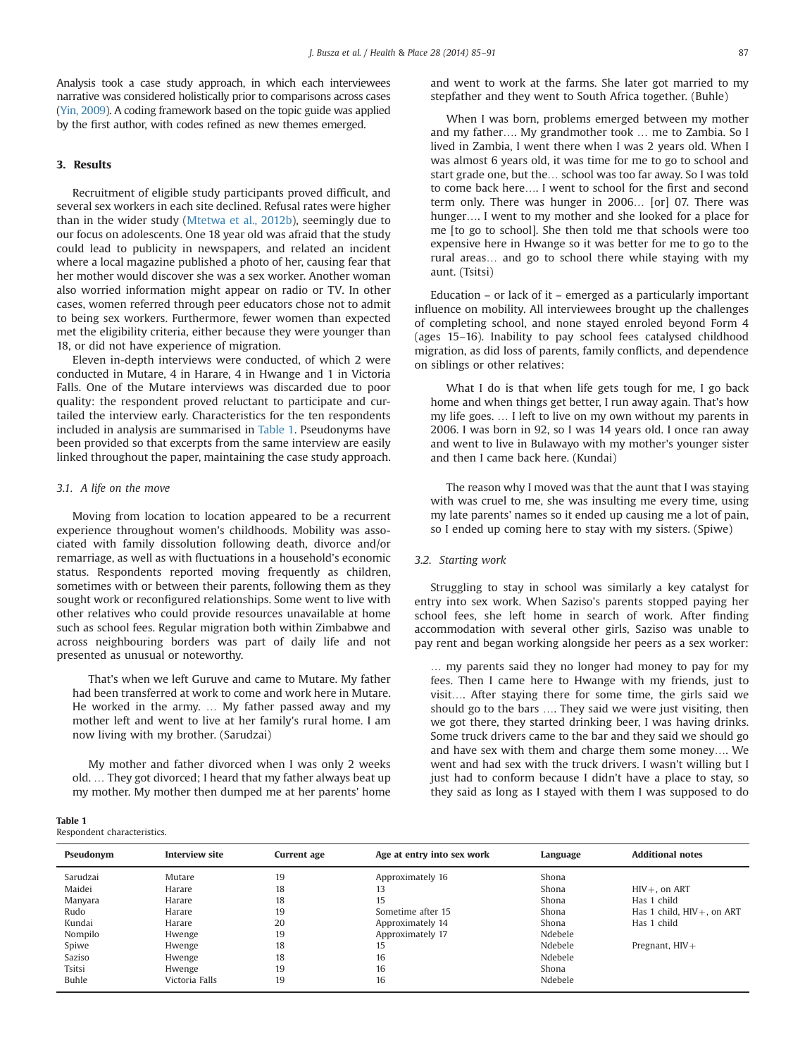Analysis took a case study approach, in which each interviewees narrative was considered holistically prior to comparisons across cases (Yin, 2009). A coding framework based on the topic guide was applied by the first author, with codes refined as new themes emerged.

## 3. Results

Recruitment of eligible study participants proved difficult, and several sex workers in each site declined. Refusal rates were higher than in the wider study (Mtetwa et al., 2012b), seemingly due to our focus on adolescents. One 18 year old was afraid that the study could lead to publicity in newspapers, and related an incident where a local magazine published a photo of her, causing fear that her mother would discover she was a sex worker. Another woman also worried information might appear on radio or TV. In other cases, women referred through peer educators chose not to admit to being sex workers. Furthermore, fewer women than expected met the eligibility criteria, either because they were younger than 18, or did not have experience of migration.

Eleven in-depth interviews were conducted, of which 2 were conducted in Mutare, 4 in Harare, 4 in Hwange and 1 in Victoria Falls. One of the Mutare interviews was discarded due to poor quality: the respondent proved reluctant to participate and curtailed the interview early. Characteristics for the ten respondents included in analysis are summarised in Table 1. Pseudonyms have been provided so that excerpts from the same interview are easily linked throughout the paper, maintaining the case study approach.

### 3.1. A life on the move

Moving from location to location appeared to be a recurrent experience throughout women's childhoods. Mobility was associated with family dissolution following death, divorce and/or remarriage, as well as with fluctuations in a household's economic status. Respondents reported moving frequently as children, sometimes with or between their parents, following them as they sought work or reconfigured relationships. Some went to live with other relatives who could provide resources unavailable at home such as school fees. Regular migration both within Zimbabwe and across neighbouring borders was part of daily life and not presented as unusual or noteworthy.

> That's when we left Guruve and came to Mutare. My father had been transferred at work to come and work here in Mutare. He worked in the army. … My father passed away and my mother left and went to live at her family's rural home. I am now living with my brother. (Sarudzai)

> My mother and father divorced when I was only 2 weeks old. … They got divorced; I heard that my father always beat up my mother. My mother then dumped me at her parents' home and went to work at the farms. She later got married to my stepfather and they went to South Africa together. (Buhle)

> When I was born, problems emerged between my mother and my father…. My grandmother took … me to Zambia. So I lived in Zambia, I went there when I was 2 years old. When I was almost 6 years old, it was time for me to go to school and start grade one, but the… school was too far away. So I was told to come back here…. I went to school for the first and second term only. There was hunger in 2006… [or] 07. There was hunger…. I went to my mother and she looked for a place for me [to go to school]. She then told me that schools were too expensive here in Hwange so it was better for me to go to the rural areas… and go to school there while staying with my aunt. (Tsitsi)

Education – or lack of it – emerged as a particularly important influence on mobility. All interviewees brought up the challenges of completing school, and none stayed enroled beyond Form 4 (ages 15–16). Inability to pay school fees catalysed childhood migration, as did loss of parents, family conflicts, and dependence on siblings or other relatives:

> What I do is that when life gets tough for me, I go back home and when things get better, I run away again. That's how my life goes. … I left to live on my own without my parents in 2006. I was born in 92, so I was 14 years old. I once ran away and went to live in Bulawayo with my mother's younger sister and then I came back here. (Kundai)

> The reason why I moved was that the aunt that I was staying with was cruel to me, she was insulting me every time, using my late parents' names so it ended up causing me a lot of pain, so I ended up coming here to stay with my sisters. (Spiwe)

### 3.2. Starting work

Struggling to stay in school was similarly a key catalyst for entry into sex work. When Saziso's parents stopped paying her school fees, she left home in search of work. After finding accommodation with several other girls, Saziso was unable to pay rent and began working alongside her peers as a sex worker:

> … my parents said they no longer had money to pay for my fees. Then I came here to Hwange with my friends, just to visit…. After staying there for some time, the girls said we should go to the bars …. They said we were just visiting, then we got there, they started drinking beer, I was having drinks. Some truck drivers came to the bar and they said we should go and have sex with them and charge them some money…. We went and had sex with the truck drivers. I wasn't willing but I just had to conform because I didn't have a place to stay, so they said as long as I stayed with them I was supposed to do

**Table 1**
Respondent characteristics.

| Pseudonym | Interview site | Current age | Age at entry into sex work | Language | Additional notes |
|---|---|---|---|---|---|
| Sarudzai | Mutare | 19 | Approximately 16 | Shona | |
| Maidei | Harare | 18 | 13 | Shona | HIV+, on ART |
| Manyara | Harare | 18 | 15 | Shona | Has 1 child |
| Rudo | Harare | 19 | Sometime after 15 | Shona | Has 1 child, HIV+, on ART |
| Kundai | Harare | 20 | Approximately 14 | Shona | Has 1 child |
| Nompilo | Hwenge | 19 | Approximately 17 | Ndebele | |
| Spiwe | Hwenge | 18 | 15 | Ndebele | Pregnant, HIV+ |
| Saziso | Hwenge | 18 | 16 | Ndebele | |
| Tsitsi | Hwenge | 19 | 16 | Shona | |
| Buhle | Victoria Falls | 19 | 16 | Ndebele | |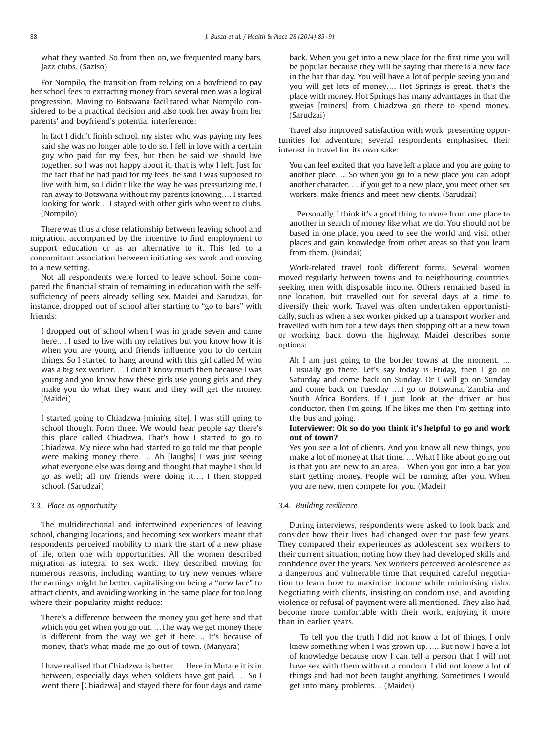what they wanted. So from then on, we frequented many bars, Jazz clubs. (Saziso)

For Nompilo, the transition from relying on a boyfriend to pay her school fees to extracting money from several men was a logical progression. Moving to Botswana facilitated what Nompilo considered to be a practical decision and also took her away from her parents' and boyfriend's potential interference:

> In fact I didn't finish school, my sister who was paying my fees said she was no longer able to do so. I fell in love with a certain guy who paid for my fees, but then he said we should live together, so I was not happy about it, that is why I left. Just for the fact that he had paid for my fees, he said I was supposed to live with him, so I didn't like the way he was pressurizing me. I ran away to Botswana without my parents knowing…. I started looking for work… I stayed with other girls who went to clubs. (Nompilo)

There was thus a close relationship between leaving school and migration, accompanied by the incentive to find employment to support education or as an alternative to it. This led to a concomitant association between initiating sex work and moving to a new setting.

Not all respondents were forced to leave school. Some compared the financial strain of remaining in education with the self-sufficiency of peers already selling sex. Maidei and Sarudzai, for instance, dropped out of school after starting to "go to bars" with friends:

> I dropped out of school when I was in grade seven and came here…. I used to live with my relatives but you know how it is when you are young and friends influence you to do certain things. So I started to hang around with this girl called M who was a big sex worker. … I didn't know much then because I was young and you know how these girls use young girls and they make you do what they want and they will get the money. (Maidei)

> I started going to Chiadzwa [mining site]. I was still going to school though. Form three. We would hear people say there's this place called Chiadzwa. That's how I started to go to Chiadzwa. My niece who had started to go told me that people were making money there. … Ah [laughs] I was just seeing what everyone else was doing and thought that maybe I should go as well; all my friends were doing it…. I then stopped school. (Sarudzai)

### 3.3. Place as opportunity

The multidirectional and intertwined experiences of leaving school, changing locations, and becoming sex workers meant that respondents perceived mobility to mark the start of a new phase of life, often one with opportunities. All the women described migration as integral to sex work. They described moving for numerous reasons, including wanting to try new venues where the earnings might be better, capitalising on being a "new face" to attract clients, and avoiding working in the same place for too long where their popularity might reduce:

> There's a difference between the money you get here and that which you get when you go out. …The way we get money there is different from the way we get it here…. It's because of money, that's what made me go out of town. (Manyara)

> I have realised that Chiadzwa is better. … Here in Mutare it is in between, especially days when soldiers have got paid. … So I went there [Chiadzwa] and stayed there for four days and came back. When you get into a new place for the first time you will be popular because they will be saying that there is a new face in the bar that day. You will have a lot of people seeing you and you will get lots of money…. Hot Springs is great, that's the place with money. Hot Springs has many advantages in that the gwejas [miners] from Chiadzwa go there to spend money. (Sarudzai)

Travel also improved satisfaction with work, presenting opportunities for adventure; several respondents emphasised their interest in travel for its own sake:

> You can feel excited that you have left a place and you are going to another place….. So when you go to a new place you can adopt another character. … if you get to a new place, you meet other sex workers, make friends and meet new clients. (Sarudzai)

> …Personally, I think it's a good thing to move from one place to another in search of money like what we do. You should not be based in one place, you need to see the world and visit other places and gain knowledge from other areas so that you learn from them. (Kundai)

Work-related travel took different forms. Several women moved regularly between towns and to neighbouring countries, seeking men with disposable income. Others remained based in one location, but travelled out for several days at a time to diversify their work. Travel was often undertaken opportunistically, such as when a sex worker picked up a transport worker and travelled with him for a few days then stopping off at a new town or working back down the highway. Maidei describes some options:

> Ah I am just going to the border towns at the moment. … I usually go there. Let's say today is Friday, then I go on Saturday and come back on Sunday. Or I will go on Sunday and come back on Tuesday ….I go to Botswana, Zambia and South Africa Borders. If I just look at the driver or bus conductor, then I'm going. If he likes me then I'm getting into the bus and going.
>
> **Interviewer: Ok so do you think it's helpful to go and work out of town?**
>
> Yes you see a lot of clients. And you know all new things, you make a lot of money at that time. … What I like about going out is that you are new to an area… When you got into a bar you start getting money. People will be running after you. When you are new, men compete for you. (Madei)

### 3.4. Building resilience

During interviews, respondents were asked to look back and consider how their lives had changed over the past few years. They compared their experiences as adolescent sex workers to their current situation, noting how they had developed skills and confidence over the years. Sex workers perceived adolescence as a dangerous and vulnerable time that required careful negotiation to learn how to maximise income while minimising risks. Negotiating with clients, insisting on condom use, and avoiding violence or refusal of payment were all mentioned. They also had become more comfortable with their work, enjoying it more than in earlier years.

> To tell you the truth I did not know a lot of things, I only knew something when I was grown up. …. But now I have a lot of knowledge because now I can tell a person that I will not have sex with them without a condom. I did not know a lot of things and had not been taught anything. Sometimes I would get into many problems… (Maidei)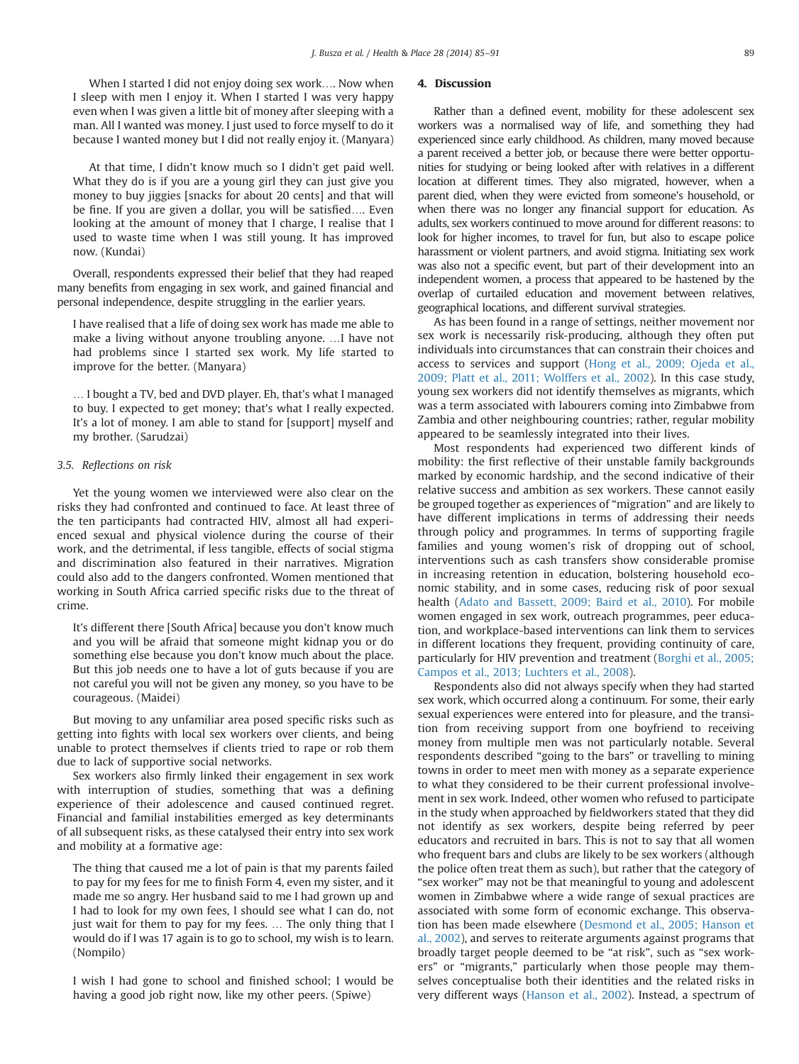When I started I did not enjoy doing sex work…. Now when I sleep with men I enjoy it. When I started I was very happy even when I was given a little bit of money after sleeping with a man. All I wanted was money. I just used to force myself to do it because I wanted money but I did not really enjoy it. (Manyara)

At that time, I didn't know much so I didn't get paid well. What they do is if you are a young girl they can just give you money to buy jiggies [snacks for about 20 cents] and that will be fine. If you are given a dollar, you will be satisfied…. Even looking at the amount of money that I charge, I realise that I used to waste time when I was still young. It has improved now. (Kundai)

Overall, respondents expressed their belief that they had reaped many benefits from engaging in sex work, and gained financial and personal independence, despite struggling in the earlier years.

I have realised that a life of doing sex work has made me able to make a living without anyone troubling anyone. …I have not had problems since I started sex work. My life started to improve for the better. (Manyara)

… I bought a TV, bed and DVD player. Eh, that's what I managed to buy. I expected to get money; that's what I really expected. It's a lot of money. I am able to stand for [support] myself and my brother. (Sarudzai)

### 3.5. Reflections on risk

Yet the young women we interviewed were also clear on the risks they had confronted and continued to face. At least three of the ten participants had contracted HIV, almost all had experienced sexual and physical violence during the course of their work, and the detrimental, if less tangible, effects of social stigma and discrimination also featured in their narratives. Migration could also add to the dangers confronted. Women mentioned that working in South Africa carried specific risks due to the threat of crime.

It's different there [South Africa] because you don't know much and you will be afraid that someone might kidnap you or do something else because you don't know much about the place. But this job needs one to have a lot of guts because if you are not careful you will not be given any money, so you have to be courageous. (Maidei)

But moving to any unfamiliar area posed specific risks such as getting into fights with local sex workers over clients, and being unable to protect themselves if clients tried to rape or rob them due to lack of supportive social networks.

Sex workers also firmly linked their engagement in sex work with interruption of studies, something that was a defining experience of their adolescence and caused continued regret. Financial and familial instabilities emerged as key determinants of all subsequent risks, as these catalysed their entry into sex work and mobility at a formative age:

The thing that caused me a lot of pain is that my parents failed to pay for my fees for me to finish Form 4, even my sister, and it made me so angry. Her husband said to me I had grown up and I had to look for my own fees, I should see what I can do, not just wait for them to pay for my fees. … The only thing that I would do if I was 17 again is to go to school, my wish is to learn. (Nompilo)

I wish I had gone to school and finished school; I would be having a good job right now, like my other peers. (Spiwe)

## 4. Discussion

Rather than a defined event, mobility for these adolescent sex workers was a normalised way of life, and something they had experienced since early childhood. As children, many moved because a parent received a better job, or because there were better opportunities for studying or being looked after with relatives in a different location at different times. They also migrated, however, when a parent died, when they were evicted from someone's household, or when there was no longer any financial support for education. As adults, sex workers continued to move around for different reasons: to look for higher incomes, to travel for fun, but also to escape police harassment or violent partners, and avoid stigma. Initiating sex work was also not a specific event, but part of their development into an independent women, a process that appeared to be hastened by the overlap of curtailed education and movement between relatives, geographical locations, and different survival strategies.

As has been found in a range of settings, neither movement nor sex work is necessarily risk-producing, although they often put individuals into circumstances that can constrain their choices and access to services and support (Hong et al., 2009; Ojeda et al., 2009; Platt et al., 2011; Wolffers et al., 2002). In this case study, young sex workers did not identify themselves as migrants, which was a term associated with labourers coming into Zimbabwe from Zambia and other neighbouring countries; rather, regular mobility appeared to be seamlessly integrated into their lives.

Most respondents had experienced two different kinds of mobility: the first reflective of their unstable family backgrounds marked by economic hardship, and the second indicative of their relative success and ambition as sex workers. These cannot easily be grouped together as experiences of "migration" and are likely to have different implications in terms of addressing their needs through policy and programmes. In terms of supporting fragile families and young women's risk of dropping out of school, interventions such as cash transfers show considerable promise in increasing retention in education, bolstering household economic stability, and in some cases, reducing risk of poor sexual health (Adato and Bassett, 2009; Baird et al., 2010). For mobile women engaged in sex work, outreach programmes, peer education, and workplace-based interventions can link them to services in different locations they frequent, providing continuity of care, particularly for HIV prevention and treatment (Borghi et al., 2005; Campos et al., 2013; Luchters et al., 2008).

Respondents also did not always specify when they had started sex work, which occurred along a continuum. For some, their early sexual experiences were entered into for pleasure, and the transition from receiving support from one boyfriend to receiving money from multiple men was not particularly notable. Several respondents described "going to the bars" or travelling to mining towns in order to meet men with money as a separate experience to what they considered to be their current professional involvement in sex work. Indeed, other women who refused to participate in the study when approached by fieldworkers stated that they did not identify as sex workers, despite being referred by peer educators and recruited in bars. This is not to say that all women who frequent bars and clubs are likely to be sex workers (although the police often treat them as such), but rather that the category of "sex worker" may not be that meaningful to young and adolescent women in Zimbabwe where a wide range of sexual practices are associated with some form of economic exchange. This observation has been made elsewhere (Desmond et al., 2005; Hanson et al., 2002), and serves to reiterate arguments against programs that broadly target people deemed to be "at risk", such as "sex workers" or "migrants," particularly when those people may themselves conceptualise both their identities and the related risks in very different ways (Hanson et al., 2002). Instead, a spectrum of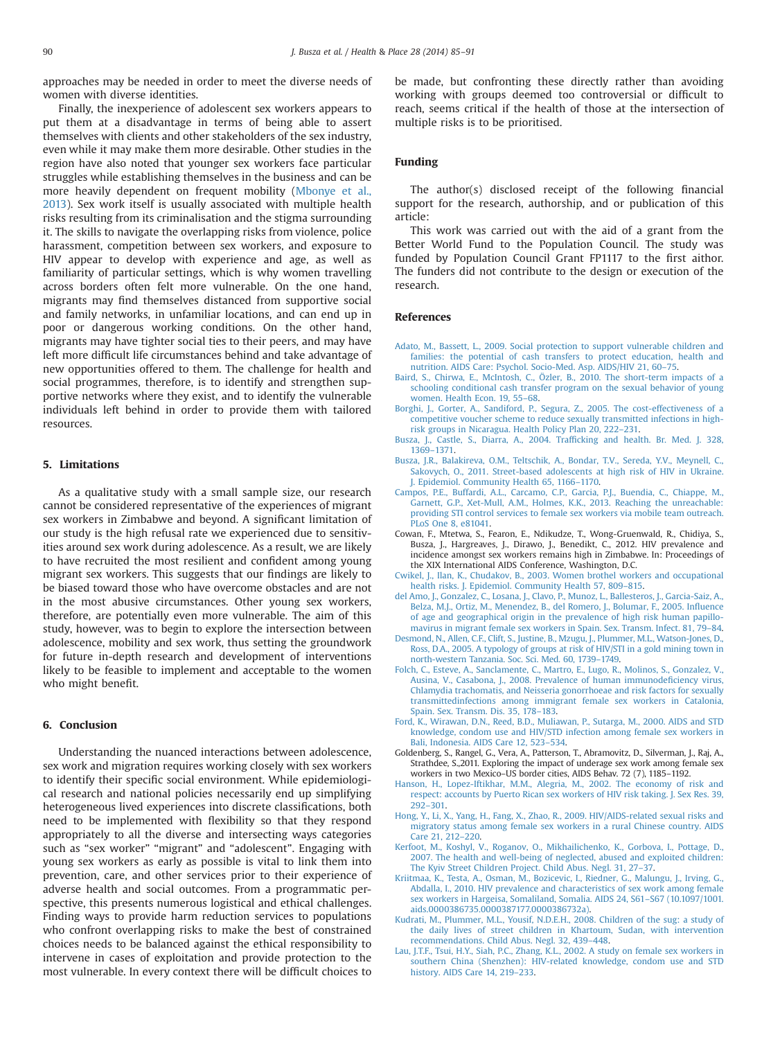approaches may be needed in order to meet the diverse needs of women with diverse identities.

Finally, the inexperience of adolescent sex workers appears to put them at a disadvantage in terms of being able to assert themselves with clients and other stakeholders of the sex industry, even while it may make them more desirable. Other studies in the region have also noted that younger sex workers face particular struggles while establishing themselves in the business and can be more heavily dependent on frequent mobility (Mbonye et al., 2013). Sex work itself is usually associated with multiple health risks resulting from its criminalisation and the stigma surrounding it. The skills to navigate the overlapping risks from violence, police harassment, competition between sex workers, and exposure to HIV appear to develop with experience and age, as well as familiarity of particular settings, which is why women travelling across borders often felt more vulnerable. On the one hand, migrants may find themselves distanced from supportive social and family networks, in unfamiliar locations, and can end up in poor or dangerous working conditions. On the other hand, migrants may have tighter social ties to their peers, and may have left more difficult life circumstances behind and take advantage of new opportunities offered to them. The challenge for health and social programmes, therefore, is to identify and strengthen supportive networks where they exist, and to identify the vulnerable individuals left behind in order to provide them with tailored resources.

## 5. Limitations

As a qualitative study with a small sample size, our research cannot be considered representative of the experiences of migrant sex workers in Zimbabwe and beyond. A significant limitation of our study is the high refusal rate we experienced due to sensitivities around sex work during adolescence. As a result, we are likely to have recruited the most resilient and confident among young migrant sex workers. This suggests that our findings are likely to be biased toward those who have overcome obstacles and are not in the most abusive circumstances. Other young sex workers, therefore, are potentially even more vulnerable. The aim of this study, however, was to begin to explore the intersection between adolescence, mobility and sex work, thus setting the groundwork for future in-depth research and development of interventions likely to be feasible to implement and acceptable to the women who might benefit.

## 6. Conclusion

Understanding the nuanced interactions between adolescence, sex work and migration requires working closely with sex workers to identify their specific social environment. While epidemiological research and national policies necessarily end up simplifying heterogeneous lived experiences into discrete classifications, both need to be implemented with flexibility so that they respond appropriately to all the diverse and intersecting ways categories such as "sex worker" "migrant" and "adolescent". Engaging with young sex workers as early as possible is vital to link them into prevention, care, and other services prior to their experience of adverse health and social outcomes. From a programmatic perspective, this presents numerous logistical and ethical challenges. Finding ways to provide harm reduction services to populations who confront overlapping risks to make the best of constrained choices needs to be balanced against the ethical responsibility to intervene in cases of exploitation and provide protection to the most vulnerable. In every context there will be difficult choices to be made, but confronting these directly rather than avoiding working with groups deemed too controversial or difficult to reach, seems critical if the health of those at the intersection of multiple risks is to be prioritised.

## Funding

The author(s) disclosed receipt of the following financial support for the research, authorship, and or publication of this article:

This work was carried out with the aid of a grant from the Better World Fund to the Population Council. The study was funded by Population Council Grant FP1117 to the first aithor. The funders did not contribute to the design or execution of the research.

## References

- Adato, M., Bassett, L., 2009. Social protection to support vulnerable children and families: the potential of cash transfers to protect education, health and nutrition. AIDS Care: Psychol. Socio-Med. Asp. AIDS/HIV 21, 60–75.
- Baird, S., Chirwa, E., McIntosh, C., Özler, B., 2010. The short-term impacts of a schooling conditional cash transfer program on the sexual behavior of young women. Health Econ. 19, 55–68.
- Borghi, J., Gorter, A., Sandiford, P., Segura, Z., 2005. The cost-effectiveness of a competitive voucher scheme to reduce sexually transmitted infections in high-risk groups in Nicaragua. Health Policy Plan 20, 222–231.
- Busza, J., Castle, S., Diarra, A., 2004. Trafficking and health. Br. Med. J. 328, 1369–1371.
- Busza, J.R., Balakireva, O.M., Teltschik, A., Bondar, T.V., Sereda, Y.V., Meynell, C., Sakovych, O., 2011. Street-based adolescents at high risk of HIV in Ukraine. J. Epidemiol. Community Health 65, 1166–1170.
- Campos, P.E., Buffardi, A.L., Carcamo, C.P., Garcia, P.J., Buendia, C., Chiappe, M., Garnett, G.P., Xet-Mull, A.M., Holmes, K.K., 2013. Reaching the unreachable: providing STI control services to female sex workers via mobile team outreach. PLoS One 8, e81041.
- Cowan, F., Mtetwa, S., Fearon, E., Ndikudze, T., Wong-Gruenwald, R., Chidiya, S., Busza, J., Hargreaves, J., Dirawo, J., Benedikt, C., 2012. HIV prevalence and incidence amongst sex workers remains high in Zimbabwe. In: Proceedings of the XIX International AIDS Conference, Washington, D.C.
- Cwikel, J., Ilan, K., Chudakov, B., 2003. Women brothel workers and occupational health risks. J. Epidemiol. Community Health 57, 809–815.
- del Amo, J., Gonzalez, C., Losana, J., Clavo, P., Munoz, L., Ballesteros, J., Garcia-Saiz, A., Belza, M.J., Ortiz, M., Menendez, B., del Romero, J., Bolumar, F., 2005. Influence of age and geographical origin in the prevalence of high risk human papillomavirus in migrant female sex workers in Spain. Sex. Transm. Infect. 81, 79–84.
- Desmond, N., Allen, C.F., Clift, S., Justine, B., Mzugu, J., Plummer, M.L., Watson-Jones, D., Ross, D.A., 2005. A typology of groups at risk of HIV/STI in a gold mining town in north-western Tanzania. Soc. Sci. Med. 60, 1739–1749.
- Folch, C., Esteve, A., Sanclamente, C., Martro, E., Lugo, R., Molinos, S., Gonzalez, V., Ausina, V., Casabona, J., 2008. Prevalence of human immunodeficiency virus, Chlamydia trachomatis, and Neisseria gonorrhoeae and risk factors for sexually transmittedinfections among immigrant female sex workers in Catalonia, Spain. Sex. Transm. Dis. 35, 178–183.
- Ford, K., Wirawan, D.N., Reed, B.D., Muliawan, P., Sutarga, M., 2000. AIDS and STD knowledge, condom use and HIV/STD infection among female sex workers in Bali, Indonesia. AIDS Care 12, 523–534.
- Goldenberg, S., Rangel, G., Vera, A., Patterson, T., Abramovitz, D., Silverman, J., Raj, A., Strathdee, S.,2011. Exploring the impact of underage sex work among female sex workers in two Mexico–US border cities, AIDS Behav. 72 (7), 1185–1192.
- Hanson, H., Lopez-Iftikhar, M.M., Alegria, M., 2002. The economy of risk and respect: accounts by Puerto Rican sex workers of HIV risk taking. J. Sex Res. 39, 292–301.
- Hong, Y., Li, X., Yang, H., Fang, X., Zhao, R., 2009. HIV/AIDS-related sexual risks and migratory status among female sex workers in a rural Chinese country. AIDS Care 21, 212–220.
- Kerfoot, M., Koshyl, V., Roganov, O., Mikhailichenko, K., Gorbova, I., Pottage, D., 2007. The health and well-being of neglected, abused and exploited children: The Kyiv Street Children Project. Child Abus. Negl. 31, 27–37.
- Kriitmaa, K., Testa, A., Osman, M., Bozicevic, I., Riedner, G., Malungu, J., Irving, G., Abdalla, I., 2010. HIV prevalence and characteristics of sex work among female sex workers in Hargeisa, Somaliland, Somalia. AIDS 24, S61–S67 (10.1097/1001. aids.0000386735.0000387177.0000386732a).
- Kudrati, M., Plummer, M.L., Yousif, N.D.E.H., 2008. Children of the sug: a study of the daily lives of street children in Khartoum, Sudan, with intervention recommendations. Child Abus. Negl. 32, 439–448.
- Lau, J.T.F., Tsui, H.Y., Siah, P.C., Zhang, K.L., 2002. A study on female sex workers in southern China (Shenzhen): HIV-related knowledge, condom use and STD history. AIDS Care 14, 219–233.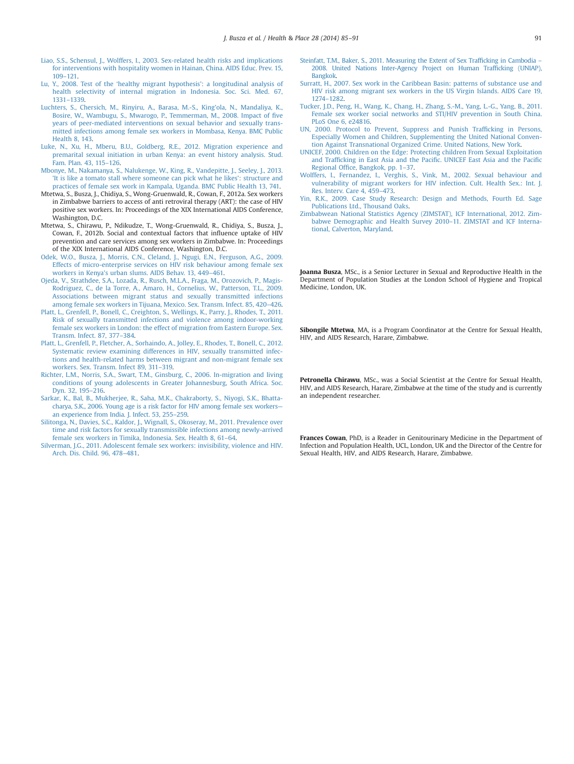Liao, S.S., Schensul, J., Wolffers, I., 2003. Sex-related health risks and implications for interventions with hospitality women in Hainan, China. AIDS Educ. Prev. 15, 109–121.

Lu, Y., 2008. Test of the 'healthy migrant hypothesis': a longitudinal analysis of health selectivity of internal migration in Indonesia. Soc. Sci. Med. 67, 1331–1339.

Luchters, S., Chersich, M., Rinyiru, A., Barasa, M.-S., King'ola, N., Mandaliya, K., Bosire, W., Wambugu, S., Mwarogo, P., Temmerman, M., 2008. Impact of five years of peer-mediated interventions on sexual behavior and sexually transmitted infections among female sex workers in Mombasa, Kenya. BMC Public Health 8, 143.

Luke, N., Xu, H., Mberu, B.U., Goldberg, R.E., 2012. Migration experience and premarital sexual initiation in urban Kenya: an event history analysis. Stud. Fam. Plan. 43, 115–126.

Mbonye, M., Nakamanya, S., Nalukenge, W., King, R., Vandepitte, J., Seeley, J., 2013. 'It is like a tomato stall where someone can pick what he likes': structure and practices of female sex work in Kampala, Uganda. BMC Public Health 13, 741.

Mtetwa, S., Busza, J., Chidiya, S., Wong-Gruenwald, R., Cowan, F., 2012a. Sex workers in Zimbabwe barriers to access of anti retroviral therapy (ART): the case of HIV positive sex workers. In: Proceedings of the XIX International AIDS Conference, Washington, D.C.

Mtetwa, S., Chirawu, P., Ndikudze, T., Wong-Gruenwald, R., Chidiya, S., Busza, J., Cowan, F., 2012b. Social and contextual factors that influence uptake of HIV prevention and care services among sex workers in Zimbabwe. In: Proceedings of the XIX International AIDS Conference, Washington, D.C.

Odek, W.O., Busza, J., Morris, C.N., Cleland, J., Ngugi, E.N., Ferguson, A.G., 2009. Effects of micro-enterprise services on HIV risk behaviour among female sex workers in Kenya's urban slums. AIDS Behav. 13, 449–461.

Ojeda, V., Strathdee, S.A., Lozada, R., Rusch, M.L.A., Fraga, M., Orozovich, P., Magis-Rodriguez, C., de la Torre, A., Amaro, H., Cornelius, W., Patterson, T.L., 2009. Associations between migrant status and sexually transmitted infections among female sex workers in Tijuana, Mexico. Sex. Transm. Infect. 85, 420–426.

Platt, L., Grenfell, P., Bonell, C., Creighton, S., Wellings, K., Parry, J., Rhodes, T., 2011. Risk of sexually transmitted infections and violence among indoor-working female sex workers in London: the effect of migration from Eastern Europe. Sex. Transm. Infect. 87, 377–384.

Platt, L., Grenfell, P., Fletcher, A., Sorhaindo, A., Jolley, E., Rhodes, T., Bonell, C., 2012. Systematic review examining differences in HIV, sexually transmitted infections and health-related harms between migrant and non-migrant female sex workers. Sex. Transm. Infect 89, 311–319.

Richter, L.M., Norris, S.A., Swart, T.M., Ginsburg, C., 2006. In-migration and living conditions of young adolescents in Greater Johannesburg, South Africa. Soc. Dyn. 32, 195–216.

Sarkar, K., Bal, B., Mukherjee, R., Saha, M.K., Chakraborty, S., Niyogi, S.K., Bhattacharya, S.K., 2006. Young age is a risk factor for HIV among female sex workers—an experience from India. J. Infect. 53, 255–259.

Silitonga, N., Davies, S.C., Kaldor, J., Wignall, S., Okoseray, M., 2011. Prevalence over time and risk factors for sexually transmissible infections among newly-arrived female sex workers in Timika, Indonesia. Sex. Health 8, 61–64.

Silverman, J.G., 2011. Adolescent female sex workers: invisibility, violence and HIV. Arch. Dis. Child. 96, 478–481.

Steinfatt, T.M., Baker, S., 2011. Measuring the Extent of Sex Trafficking in Cambodia – 2008. United Nations Inter-Agency Project on Human Trafficking (UNIAP), Bangkok.

Surratt, H., 2007. Sex work in the Caribbean Basin: patterns of substance use and HIV risk among migrant sex workers in the US Virgin Islands. AIDS Care 19, 1274–1282.

Tucker, J.D., Peng, H., Wang, K., Chang, H., Zhang, S.-M., Yang, L.-G., Yang, B., 2011. Female sex worker social networks and STI/HIV prevention in South China. PLoS One 6, e24816.

UN, 2000. Protocol to Prevent, Suppress and Punish Trafficking in Persons, Especially Women and Children, Supplementing the United National Convention Against Transnational Organized Crime. United Nations, New York.

UNICEF, 2000. Children on the Edge: Protecting children From Sexual Exploitation and Trafficking in East Asia and the Pacific. UNICEF East Asia and the Pacific Regional Office, Bangkok, pp. 1–37.

Wolffers, I., Fernandez, I., Verghis, S., Vink, M., 2002. Sexual behaviour and vulnerability of migrant workers for HIV infection. Cult. Health Sex.: Int. J. Res. Interv. Care 4, 459–473.

Yin, R.K., 2009. Case Study Research: Design and Methods, Fourth Ed. Sage Publications Ltd., Thousand Oaks.

Zimbabwean National Statistics Agency (ZIMSTAT), ICF International, 2012. Zimbabwe Demographic and Health Survey 2010–11. ZIMSTAT and ICF International, Calverton, Maryland.

**Joanna Busza**, MSc., is a Senior Lecturer in Sexual and Reproductive Health in the Department of Population Studies at the London School of Hygiene and Tropical Medicine, London, UK.

**Sibongile Mtetwa**, MA, is a Program Coordinator at the Centre for Sexual Health, HIV, and AIDS Research, Harare, Zimbabwe.

**Petronella Chirawu**, MSc., was a Social Scientist at the Centre for Sexual Health, HIV, and AIDS Research, Harare, Zimbabwe at the time of the study and is currently an independent researcher.

**Frances Cowan**, PhD, is a Reader in Genitourinary Medicine in the Department of Infection and Population Health, UCL, London, UK and the Director of the Centre for Sexual Health, HIV, and AIDS Research, Harare, Zimbabwe.